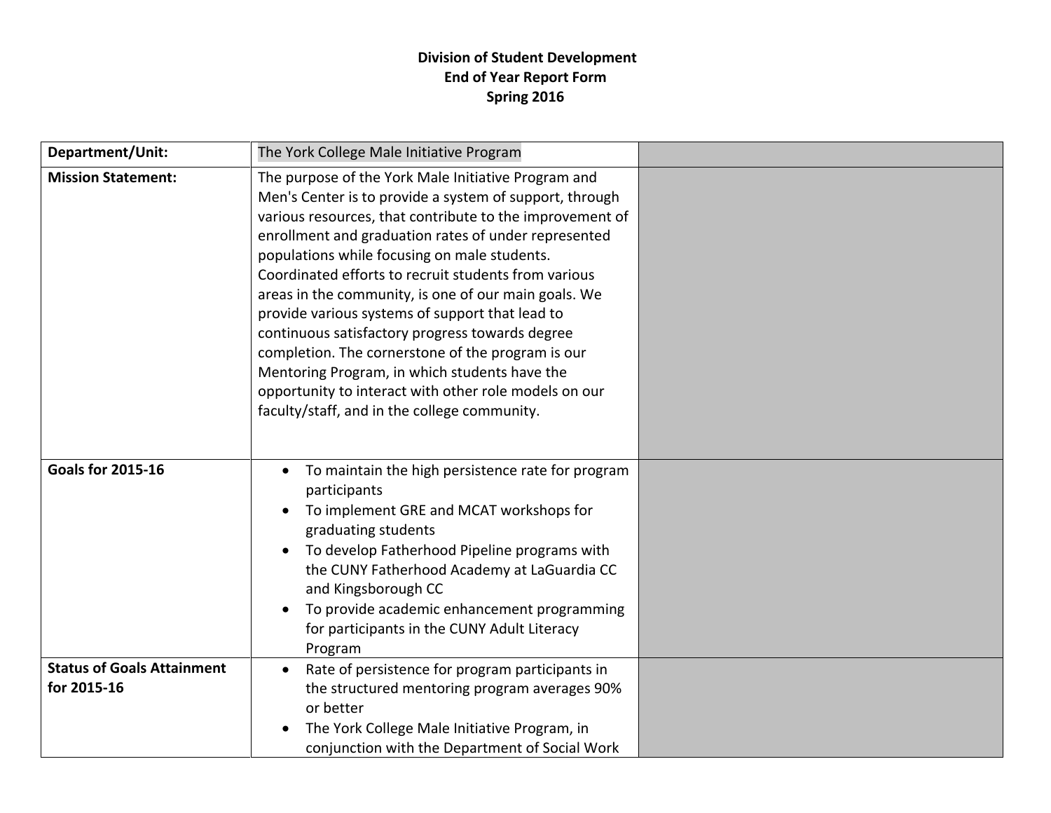**Division of Student Development**
**End of Year Report Form**
**Spring 2016**

| **Department/Unit:** | The York College Male Initiative Program | |
|---|---|---|
| **Mission Statement:** | The purpose of the York Male Initiative Program and Men's Center is to provide a system of support, through various resources, that contribute to the improvement of enrollment and graduation rates of under represented populations while focusing on male students. Coordinated efforts to recruit students from various areas in the community, is one of our main goals. We provide various systems of support that lead to continuous satisfactory progress towards degree completion. The cornerstone of the program is our Mentoring Program, in which students have the opportunity to interact with other role models on our faculty/staff, and in the college community. | |
| **Goals for 2015-16** | • To maintain the high persistence rate for program participants<br>• To implement GRE and MCAT workshops for graduating students<br>• To develop Fatherhood Pipeline programs with the CUNY Fatherhood Academy at LaGuardia CC and Kingsborough CC<br>• To provide academic enhancement programming for participants in the CUNY Adult Literacy Program | |
| **Status of Goals Attainment for 2015-16** | • Rate of persistence for program participants in the structured mentoring program averages 90% or better<br>• The York College Male Initiative Program, in conjunction with the Department of Social Work | |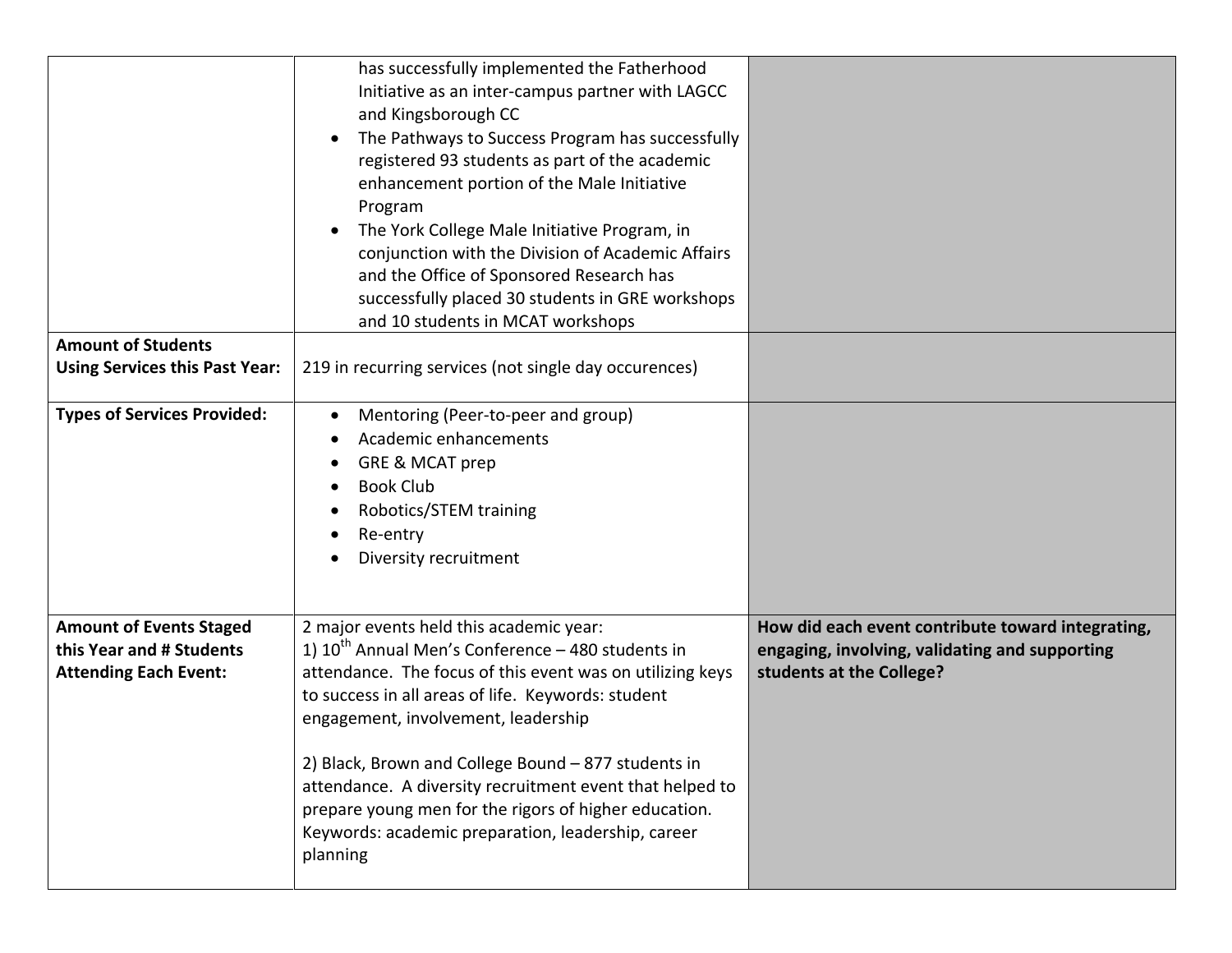| | | |
|---|---|---|
| | has successfully implemented the Fatherhood Initiative as an inter-campus partner with LAGCC and Kingsborough CC<br>• The Pathways to Success Program has successfully registered 93 students as part of the academic enhancement portion of the Male Initiative Program<br>• The York College Male Initiative Program, in conjunction with the Division of Academic Affairs and the Office of Sponsored Research has successfully placed 30 students in GRE workshops and 10 students in MCAT workshops | |
| **Amount of Students Using Services this Past Year:** | 219 in recurring services (not single day occurences) | |
| **Types of Services Provided:** | • Mentoring (Peer-to-peer and group)<br>• Academic enhancements<br>• GRE & MCAT prep<br>• Book Club<br>• Robotics/STEM training<br>• Re-entry<br>• Diversity recruitment | |
| **Amount of Events Staged this Year and # Students Attending Each Event:** | 2 major events held this academic year:<br>1) 10th Annual Men's Conference – 480 students in attendance. The focus of this event was on utilizing keys to success in all areas of life. Keywords: student engagement, involvement, leadership<br><br>2) Black, Brown and College Bound – 877 students in attendance. A diversity recruitment event that helped to prepare young men for the rigors of higher education. Keywords: academic preparation, leadership, career planning | **How did each event contribute toward integrating, engaging, involving, validating and supporting students at the College?** |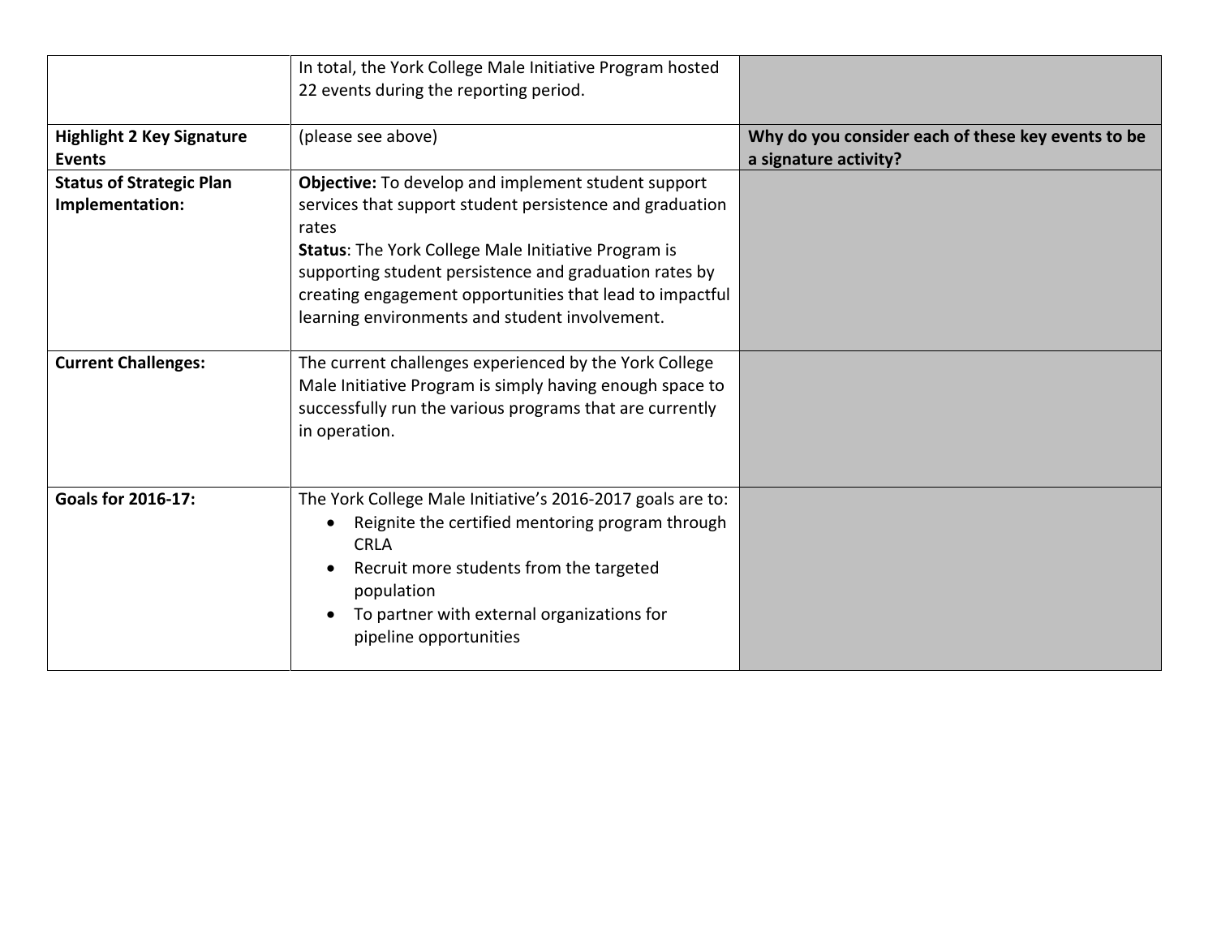| | | |
|---|---|---|
| | In total, the York College Male Initiative Program hosted 22 events during the reporting period. | |
| **Highlight 2 Key Signature Events** | (please see above) | **Why do you consider each of these key events to be a signature activity?** |
| **Status of Strategic Plan Implementation:** | **Objective:** To develop and implement student support services that support student persistence and graduation rates<br>**Status**: The York College Male Initiative Program is supporting student persistence and graduation rates by creating engagement opportunities that lead to impactful learning environments and student involvement. | |
| **Current Challenges:** | The current challenges experienced by the York College Male Initiative Program is simply having enough space to successfully run the various programs that are currently in operation. | |
| **Goals for 2016-17:** | The York College Male Initiative's 2016-2017 goals are to:<br>• Reignite the certified mentoring program through CRLA<br>• Recruit more students from the targeted population<br>• To partner with external organizations for pipeline opportunities | |